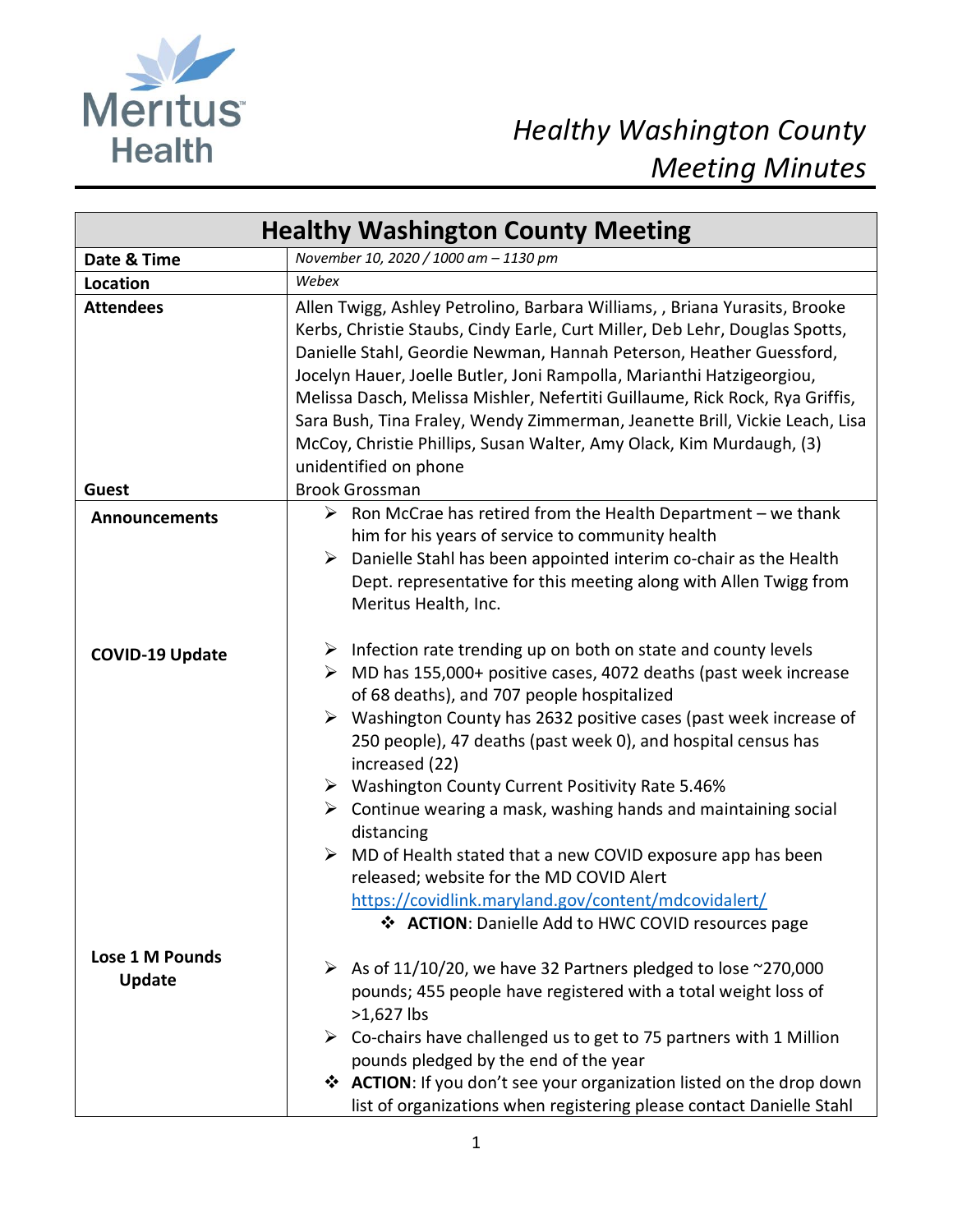# Healthy Washington County Meeting Minutes

| Healthy Washington County Meeting | |
|---|---|
| **Date & Time** | *November 10, 2020 / 1000 am – 1130 pm* |
| **Location** | *Webex* |
| **Attendees** | Allen Twigg, Ashley Petrolino, Barbara Williams, , Briana Yurasits, Brooke Kerbs, Christie Staubs, Cindy Earle, Curt Miller, Deb Lehr, Douglas Spotts, Danielle Stahl, Geordie Newman, Hannah Peterson, Heather Guessford, Jocelyn Hauer, Joelle Butler, Joni Rampolla, Marianthi Hatzigeorgiou, Melissa Dasch, Melissa Mishler, Nefertiti Guillaume, Rick Rock, Rya Griffis, Sara Bush, Tina Fraley, Wendy Zimmerman, Jeanette Brill, Vickie Leach, Lisa McCoy, Christie Phillips, Susan Walter, Amy Olack, Kim Murdaugh, (3) unidentified on phone |
| **Guest** | Brook Grossman |
| **Announcements** | ➢ Ron McCrae has retired from the Health Department – we thank him for his years of service to community health<br>➢ Danielle Stahl has been appointed interim co-chair as the Health Dept. representative for this meeting along with Allen Twigg from Meritus Health, Inc. |
| **COVID-19 Update** | ➢ Infection rate trending up on both on state and county levels<br>➢ MD has 155,000+ positive cases, 4072 deaths (past week increase of 68 deaths), and 707 people hospitalized<br>➢ Washington County has 2632 positive cases (past week increase of 250 people), 47 deaths (past week 0), and hospital census has increased (22)<br>➢ Washington County Current Positivity Rate 5.46%<br>➢ Continue wearing a mask, washing hands and maintaining social distancing<br>➢ MD of Health stated that a new COVID exposure app has been released; website for the MD COVID Alert https://covidlink.maryland.gov/content/mdcovidalert/<br>❖ **ACTION**: Danielle Add to HWC COVID resources page |
| **Lose 1 M Pounds Update** | ➢ As of 11/10/20, we have 32 Partners pledged to lose ~270,000 pounds; 455 people have registered with a total weight loss of >1,627 lbs<br>➢ Co-chairs have challenged us to get to 75 partners with 1 Million pounds pledged by the end of the year<br>❖ **ACTION**: If you don't see your organization listed on the drop down list of organizations when registering please contact Danielle Stahl |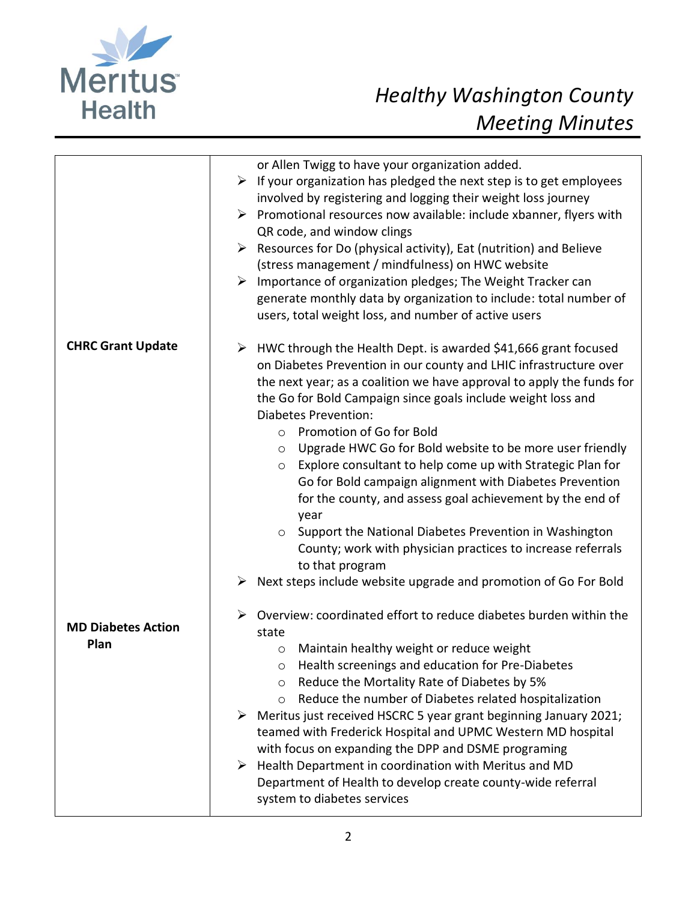| | |
|---|---|
| | or Allen Twigg to have your organization added.<br>➢ If your organization has pledged the next step is to get employees involved by registering and logging their weight loss journey<br>➢ Promotional resources now available: include xbanner, flyers with QR code, and window clings<br>➢ Resources for Do (physical activity), Eat (nutrition) and Believe (stress management / mindfulness) on HWC website<br>➢ Importance of organization pledges; The Weight Tracker can generate monthly data by organization to include: total number of users, total weight loss, and number of active users |
| **CHRC Grant Update** | ➢ HWC through the Health Dept. is awarded $41,666 grant focused on Diabetes Prevention in our county and LHIC infrastructure over the next year; as a coalition we have approval to apply the funds for the Go for Bold Campaign since goals include weight loss and Diabetes Prevention:<br>  ○ Promotion of Go for Bold<br>  ○ Upgrade HWC Go for Bold website to be more user friendly<br>  ○ Explore consultant to help come up with Strategic Plan for Go for Bold campaign alignment with Diabetes Prevention for the county, and assess goal achievement by the end of year<br>  ○ Support the National Diabetes Prevention in Washington County; work with physician practices to increase referrals to that program<br>➢ Next steps include website upgrade and promotion of Go For Bold |
| **MD Diabetes Action Plan** | ➢ Overview: coordinated effort to reduce diabetes burden within the state<br>  ○ Maintain healthy weight or reduce weight<br>  ○ Health screenings and education for Pre-Diabetes<br>  ○ Reduce the Mortality Rate of Diabetes by 5%<br>  ○ Reduce the number of Diabetes related hospitalization<br>➢ Meritus just received HSCRC 5 year grant beginning January 2021; teamed with Frederick Hospital and UPMC Western MD hospital with focus on expanding the DPP and DSME programing<br>➢ Health Department in coordination with Meritus and MD Department of Health to develop create county-wide referral system to diabetes services |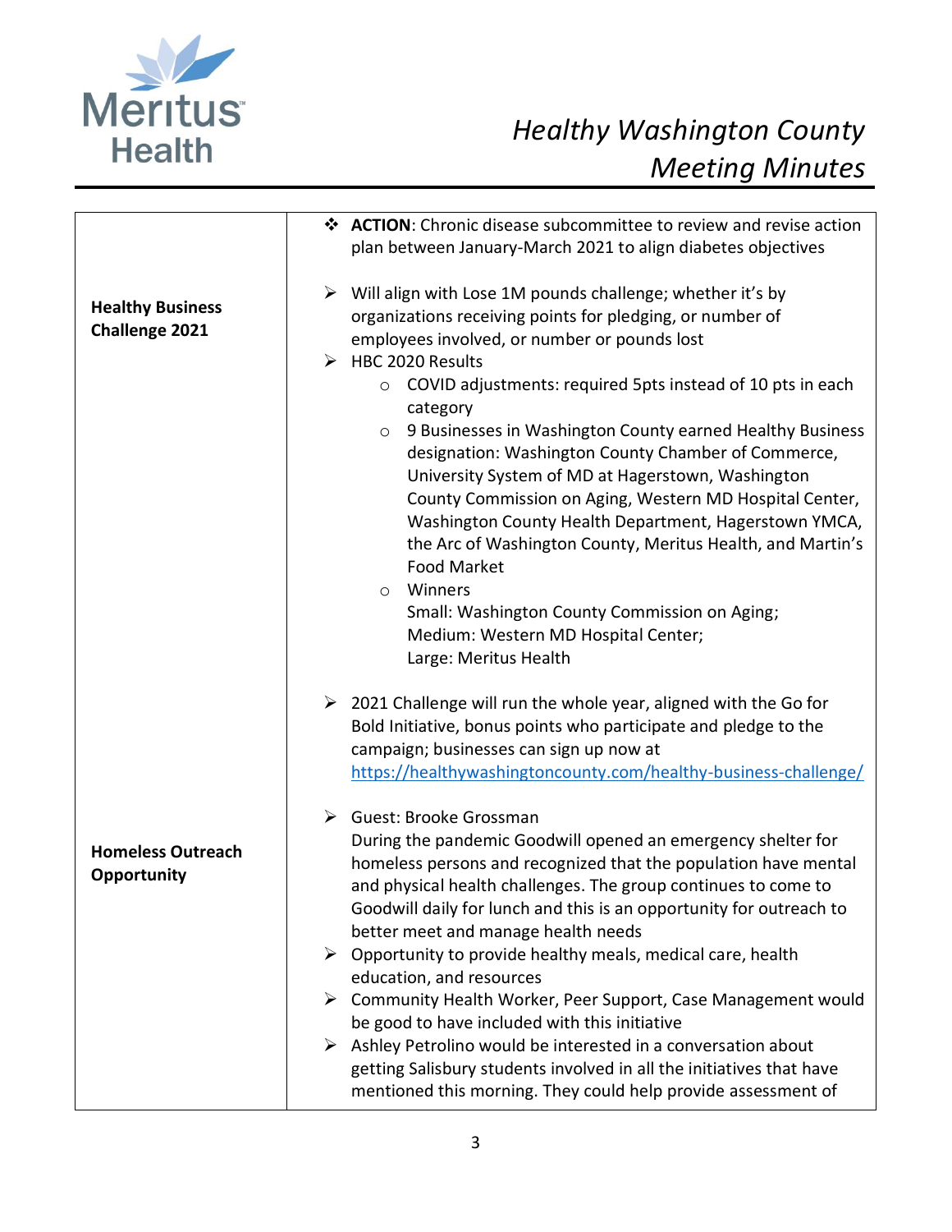| | |
|---|---|
| | ❖ **ACTION**: Chronic disease subcommittee to review and revise action plan between January-March 2021 to align diabetes objectives |
| **Healthy Business Challenge 2021** | ➢ Will align with Lose 1M pounds challenge; whether it's by organizations receiving points for pledging, or number of employees involved, or number or pounds lost<br>➢ HBC 2020 Results<br>○ COVID adjustments: required 5pts instead of 10 pts in each category<br>○ 9 Businesses in Washington County earned Healthy Business designation: Washington County Chamber of Commerce, University System of MD at Hagerstown, Washington County Commission on Aging, Western MD Hospital Center, Washington County Health Department, Hagerstown YMCA, the Arc of Washington County, Meritus Health, and Martin's Food Market<br>○ Winners<br>Small: Washington County Commission on Aging;<br>Medium: Western MD Hospital Center;<br>Large: Meritus Health<br><br>➢ 2021 Challenge will run the whole year, aligned with the Go for Bold Initiative, bonus points who participate and pledge to the campaign; businesses can sign up now at https://healthywashingtoncounty.com/healthy-business-challenge/ |
| **Homeless Outreach Opportunity** | ➢ Guest: Brooke Grossman<br>During the pandemic Goodwill opened an emergency shelter for homeless persons and recognized that the population have mental and physical health challenges. The group continues to come to Goodwill daily for lunch and this is an opportunity for outreach to better meet and manage health needs<br>➢ Opportunity to provide healthy meals, medical care, health education, and resources<br>➢ Community Health Worker, Peer Support, Case Management would be good to have included with this initiative<br>➢ Ashley Petrolino would be interested in a conversation about getting Salisbury students involved in all the initiatives that have mentioned this morning. They could help provide assessment of |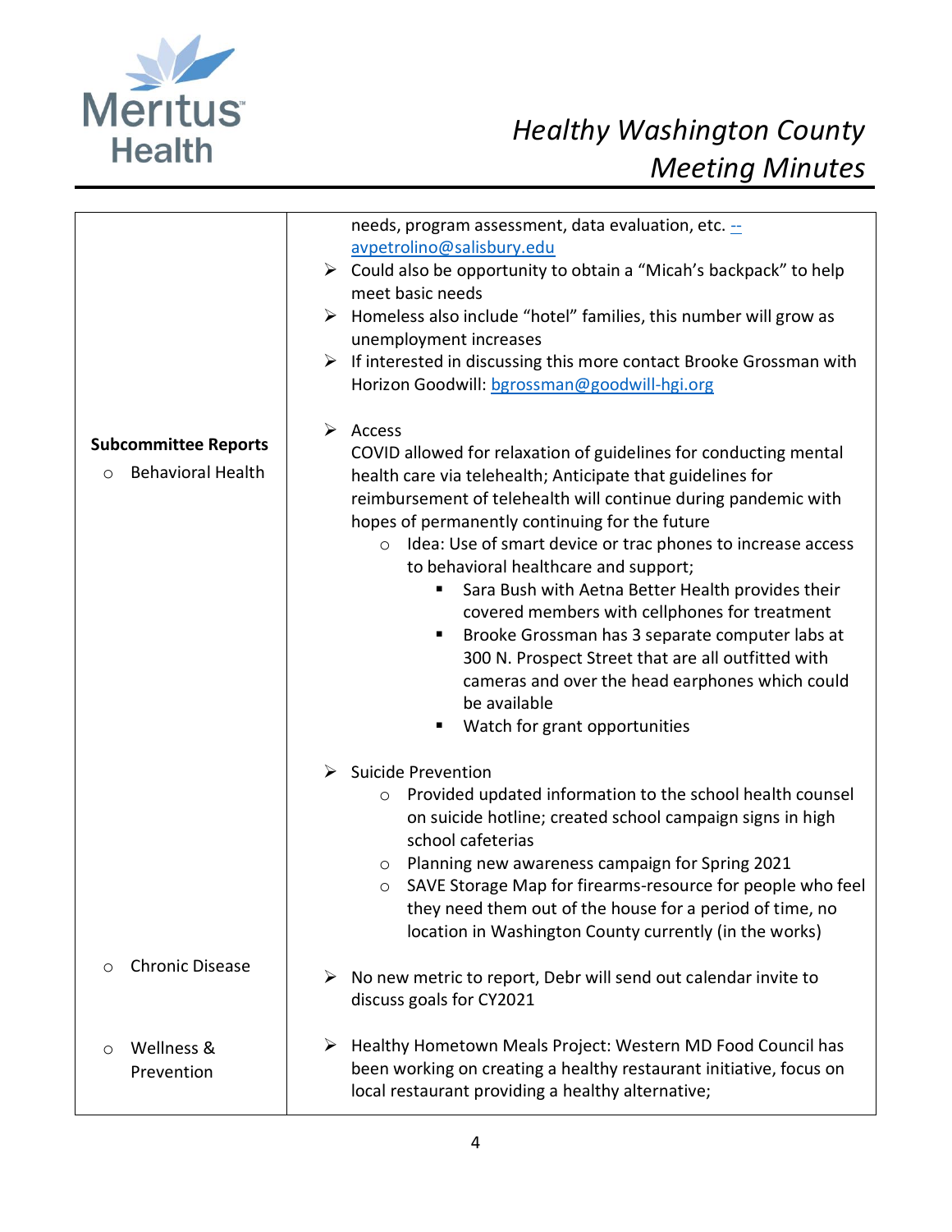| | |
|---|---|
| | needs, program assessment, data evaluation, etc. -- avpetrolino@salisbury.edu<br>➢ Could also be opportunity to obtain a "Micah's backpack" to help meet basic needs<br>➢ Homeless also include "hotel" families, this number will grow as unemployment increases<br>➢ If interested in discussing this more contact Brooke Grossman with Horizon Goodwill: bgrossman@goodwill-hgi.org |
| **Subcommittee Reports**<br>○ Behavioral Health | ➢ Access<br>COVID allowed for relaxation of guidelines for conducting mental health care via telehealth; Anticipate that guidelines for reimbursement of telehealth will continue during pandemic with hopes of permanently continuing for the future<br>○ Idea: Use of smart device or trac phones to increase access to behavioral healthcare and support;<br>▪ Sara Bush with Aetna Better Health provides their covered members with cellphones for treatment<br>▪ Brooke Grossman has 3 separate computer labs at 300 N. Prospect Street that are all outfitted with cameras and over the head earphones which could be available<br>▪ Watch for grant opportunities<br><br>➢ Suicide Prevention<br>○ Provided updated information to the school health counsel on suicide hotline; created school campaign signs in high school cafeterias<br>○ Planning new awareness campaign for Spring 2021<br>○ SAVE Storage Map for firearms-resource for people who feel they need them out of the house for a period of time, no location in Washington County currently (in the works) |
| ○ Chronic Disease | ➢ No new metric to report, Debr will send out calendar invite to discuss goals for CY2021 |
| ○ Wellness & Prevention | ➢ Healthy Hometown Meals Project: Western MD Food Council has been working on creating a healthy restaurant initiative, focus on local restaurant providing a healthy alternative; |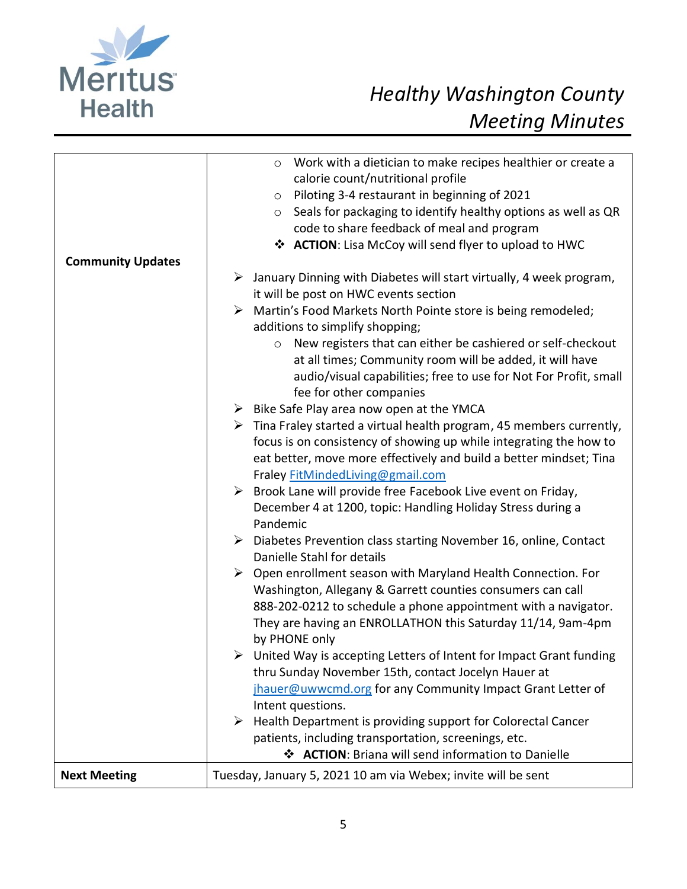| | |
|---|---|
| **Community Updates** | ◦ Work with a dietician to make recipes healthier or create a calorie count/nutritional profile<br>◦ Piloting 3-4 restaurant in beginning of 2021<br>◦ Seals for packaging to identify healthy options as well as QR code to share feedback of meal and program<br>❖ **ACTION**: Lisa McCoy will send flyer to upload to HWC<br><br>➢ January Dinning with Diabetes will start virtually, 4 week program, it will be post on HWC events section<br>➢ Martin's Food Markets North Pointe store is being remodeled; additions to simplify shopping;<br>◦ New registers that can either be cashiered or self-checkout at all times; Community room will be added, it will have audio/visual capabilities; free to use for Not For Profit, small fee for other companies<br>➢ Bike Safe Play area now open at the YMCA<br>➢ Tina Fraley started a virtual health program, 45 members currently, focus is on consistency of showing up while integrating the how to eat better, move more effectively and build a better mindset; Tina Fraley FitMindedLiving@gmail.com<br>➢ Brook Lane will provide free Facebook Live event on Friday, December 4 at 1200, topic: Handling Holiday Stress during a Pandemic<br>➢ Diabetes Prevention class starting November 16, online, Contact Danielle Stahl for details<br>➢ Open enrollment season with Maryland Health Connection. For Washington, Allegany & Garrett counties consumers can call 888-202-0212 to schedule a phone appointment with a navigator. They are having an ENROLLATHON this Saturday 11/14, 9am-4pm by PHONE only<br>➢ United Way is accepting Letters of Intent for Impact Grant funding thru Sunday November 15th, contact Jocelyn Hauer at jhauer@uwwcmd.org for any Community Impact Grant Letter of Intent questions.<br>➢ Health Department is providing support for Colorectal Cancer patients, including transportation, screenings, etc.<br>❖ **ACTION**: Briana will send information to Danielle |
| **Next Meeting** | Tuesday, January 5, 2021 10 am via Webex; invite will be sent |